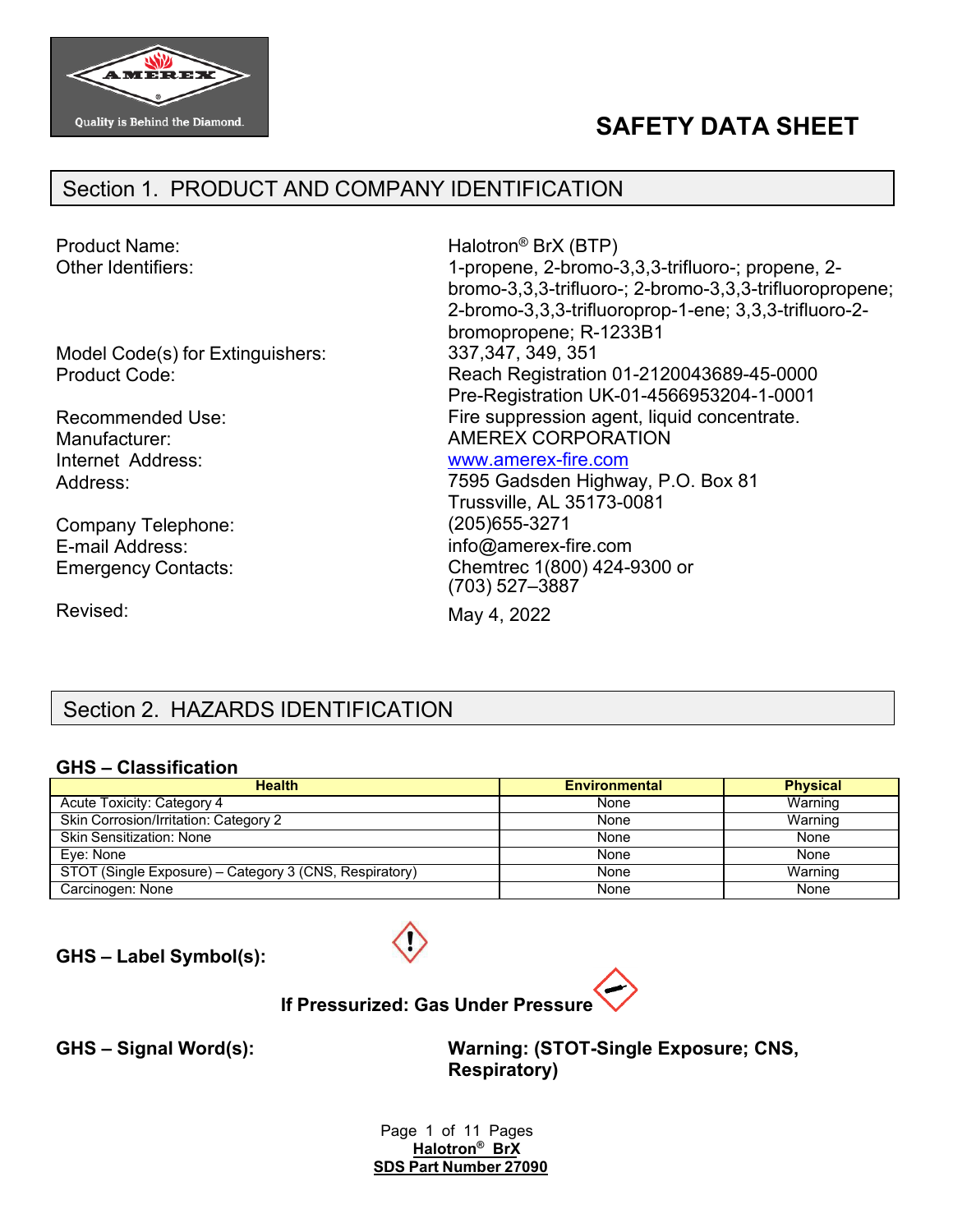# SAFETY DATA SHEET

## Section 1. PRODUCT AND COMPANY IDENTIFICATION

| | |
|---|---|
| Product Name: | Halotron® BrX (BTP) |
| Other Identifiers: | 1-propene, 2-bromo-3,3,3-trifluoro-; propene, 2-bromo-3,3,3-trifluoro-; 2-bromo-3,3,3-trifluoropropene; 2-bromo-3,3,3-trifluoroprop-1-ene; 3,3,3-trifluoro-2-bromopropene; R-1233B1 |
| Model Code(s) for Extinguishers: | 337,347, 349, 351 |
| Product Code: | Reach Registration 01-2120043689-45-0000<br>Pre-Registration UK-01-4566953204-1-0001 |
| Recommended Use: | Fire suppression agent, liquid concentrate. |
| Manufacturer: | AMEREX CORPORATION |
| Internet Address: | www.amerex-fire.com |
| Address: | 7595 Gadsden Highway, P.O. Box 81<br>Trussville, AL 35173-0081 |
| Company Telephone: | (205)655-3271 |
| E-mail Address: | info@amerex-fire.com |
| Emergency Contacts: | Chemtrec 1(800) 424-9300 or (703) 527–3887 |
| Revised: | May 4, 2022 |

## Section 2. HAZARDS IDENTIFICATION

### GHS – Classification

| Health | Environmental | Physical |
|---|---|---|
| Acute Toxicity: Category 4 | None | Warning |
| Skin Corrosion/Irritation: Category 2 | None | Warning |
| Skin Sensitization: None | None | None |
| Eye: None | None | None |
| STOT (Single Exposure) – Category 3 (CNS, Respiratory) | None | Warning |
| Carcinogen: None | None | None |

**GHS – Label Symbol(s):**

**If Pressurized: Gas Under Pressure**

**GHS – Signal Word(s):** **Warning: (STOT-Single Exposure; CNS, Respiratory)**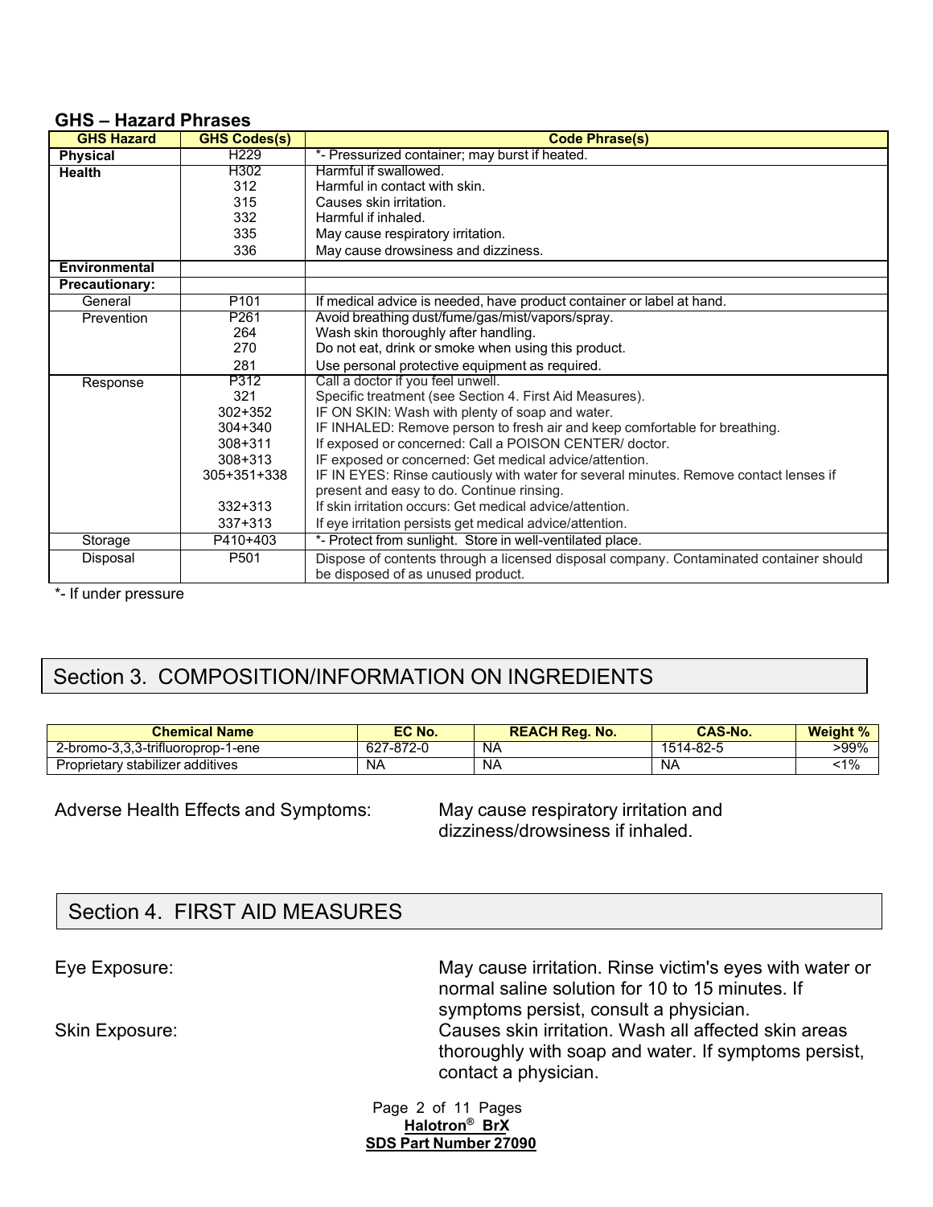### GHS – Hazard Phrases

| GHS Hazard | GHS Codes(s) | Code Phrase(s) |
|---|---|---|
| **Physical** | H229 | *- Pressurized container; may burst if heated. |
| **Health** | H302 | Harmful if swallowed. |
| | 312 | Harmful in contact with skin. |
| | 315 | Causes skin irritation. |
| | 332 | Harmful if inhaled. |
| | 335 | May cause respiratory irritation. |
| | 336 | May cause drowsiness and dizziness. |
| **Environmental** | | |
| **Precautionary:** | | |
| General | P101 | If medical advice is needed, have product container or label at hand. |
| Prevention | P261 | Avoid breathing dust/fume/gas/mist/vapors/spray. |
| | 264 | Wash skin thoroughly after handling. |
| | 270 | Do not eat, drink or smoke when using this product. |
| | 281 | Use personal protective equipment as required. |
| Response | P312 | Call a doctor if you feel unwell. |
| | 321 | Specific treatment (see Section 4. First Aid Measures). |
| | 302+352 | IF ON SKIN: Wash with plenty of soap and water. |
| | 304+340 | IF INHALED: Remove person to fresh air and keep comfortable for breathing. |
| | 308+311 | If exposed or concerned: Call a POISON CENTER/ doctor. |
| | 308+313 | IF exposed or concerned: Get medical advice/attention. |
| | 305+351+338 | IF IN EYES: Rinse cautiously with water for several minutes. Remove contact lenses if present and easy to do. Continue rinsing. |
| | 332+313 | If skin irritation occurs: Get medical advice/attention. |
| | 337+313 | If eye irritation persists get medical advice/attention. |
| Storage | P410+403 | *- Protect from sunlight. Store in well-ventilated place. |
| Disposal | P501 | Dispose of contents through a licensed disposal company. Contaminated container should be disposed of as unused product. |

*- If under pressure

## Section 3. COMPOSITION/INFORMATION ON INGREDIENTS

| Chemical Name | EC No. | REACH Reg. No. | CAS-No. | Weight % |
|---|---|---|---|---|
| 2-bromo-3,3,3-trifluoroprop-1-ene | 627-872-0 | NA | 1514-82-5 | >99% |
| Proprietary stabilizer additives | NA | NA | NA | <1% |

Adverse Health Effects and Symptoms: May cause respiratory irritation and dizziness/drowsiness if inhaled.

## Section 4. FIRST AID MEASURES

Eye Exposure: May cause irritation. Rinse victim's eyes with water or normal saline solution for 10 to 15 minutes. If symptoms persist, consult a physician.

Skin Exposure: Causes skin irritation. Wash all affected skin areas thoroughly with soap and water. If symptoms persist, contact a physician.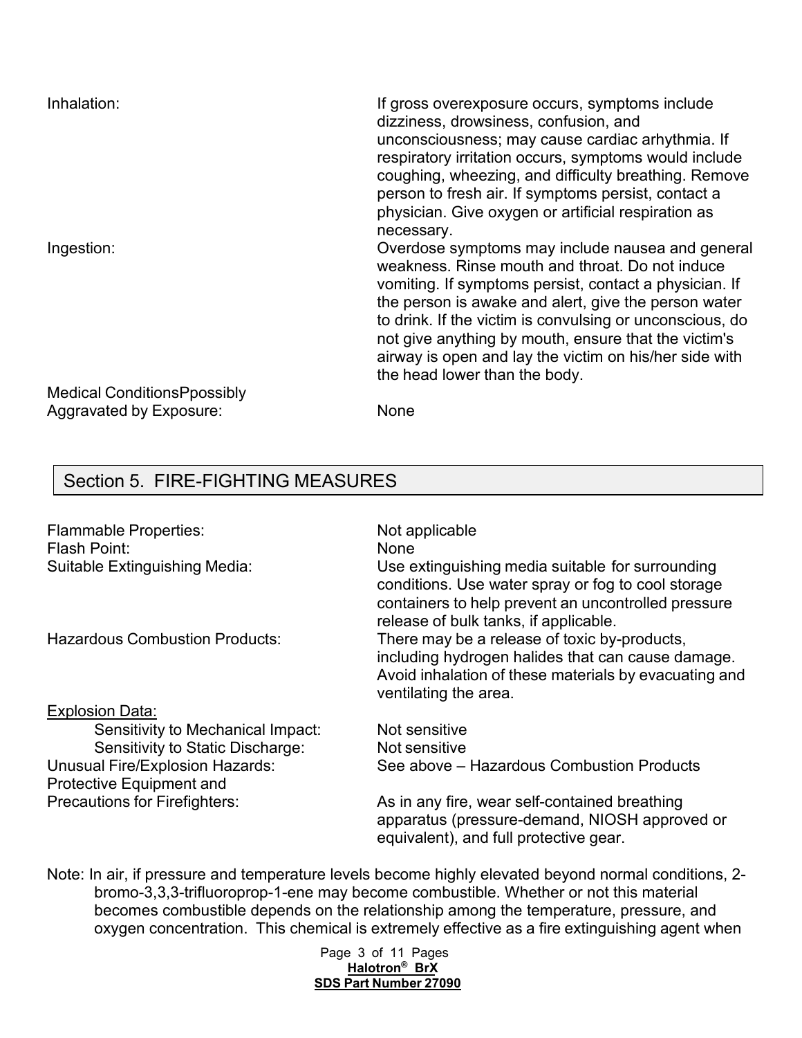Inhalation: If gross overexposure occurs, symptoms include dizziness, drowsiness, confusion, and unconsciousness; may cause cardiac arhythmia. If respiratory irritation occurs, symptoms would include coughing, wheezing, and difficulty breathing. Remove person to fresh air. If symptoms persist, contact a physician. Give oxygen or artificial respiration as necessary.

Ingestion: Overdose symptoms may include nausea and general weakness. Rinse mouth and throat. Do not induce vomiting. If symptoms persist, contact a physician. If the person is awake and alert, give the person water to drink. If the victim is convulsing or unconscious, do not give anything by mouth, ensure that the victim's airway is open and lay the victim on his/her side with the head lower than the body.

Medical ConditionsPpossibly Aggravated by Exposure: None

## Section 5. FIRE-FIGHTING MEASURES

Flammable Properties: Not applicable

Flash Point: None

Suitable Extinguishing Media: Use extinguishing media suitable for surrounding conditions. Use water spray or fog to cool storage containers to help prevent an uncontrolled pressure release of bulk tanks, if applicable.

Hazardous Combustion Products: There may be a release of toxic by-products, including hydrogen halides that can cause damage. Avoid inhalation of these materials by evacuating and ventilating the area.

Explosion Data:

- Sensitivity to Mechanical Impact: Not sensitive
- Sensitivity to Static Discharge: Not sensitive

Unusual Fire/Explosion Hazards: See above – Hazardous Combustion Products

Protective Equipment and Precautions for Firefighters: As in any fire, wear self-contained breathing apparatus (pressure-demand, NIOSH approved or equivalent), and full protective gear.

Note: In air, if pressure and temperature levels become highly elevated beyond normal conditions, 2-bromo-3,3,3-trifluoroprop-1-ene may become combustible. Whether or not this material becomes combustible depends on the relationship among the temperature, pressure, and oxygen concentration. This chemical is extremely effective as a fire extinguishing agent when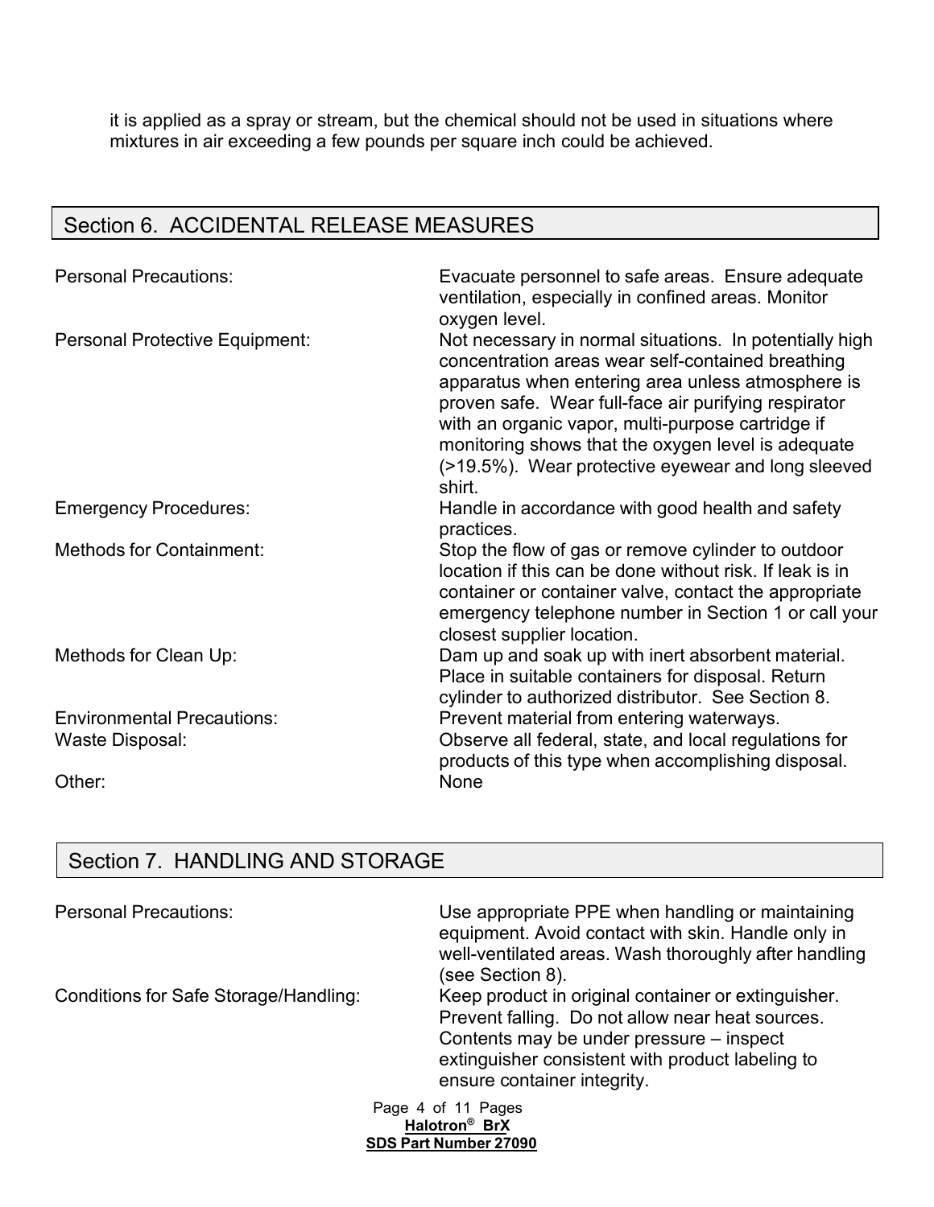it is applied as a spray or stream, but the chemical should not be used in situations where mixtures in air exceeding a few pounds per square inch could be achieved.

## Section 6. ACCIDENTAL RELEASE MEASURES

| | |
|---|---|
| Personal Precautions: | Evacuate personnel to safe areas. Ensure adequate ventilation, especially in confined areas. Monitor oxygen level. |
| Personal Protective Equipment: | Not necessary in normal situations. In potentially high concentration areas wear self-contained breathing apparatus when entering area unless atmosphere is proven safe. Wear full-face air purifying respirator with an organic vapor, multi-purpose cartridge if monitoring shows that the oxygen level is adequate (>19.5%). Wear protective eyewear and long sleeved shirt. |
| Emergency Procedures: | Handle in accordance with good health and safety practices. |
| Methods for Containment: | Stop the flow of gas or remove cylinder to outdoor location if this can be done without risk. If leak is in container or container valve, contact the appropriate emergency telephone number in Section 1 or call your closest supplier location. |
| Methods for Clean Up: | Dam up and soak up with inert absorbent material. Place in suitable containers for disposal. Return cylinder to authorized distributor. See Section 8. |
| Environmental Precautions: | Prevent material from entering waterways. |
| Waste Disposal: | Observe all federal, state, and local regulations for products of this type when accomplishing disposal. |
| Other: | None |

## Section 7. HANDLING AND STORAGE

| | |
|---|---|
| Personal Precautions: | Use appropriate PPE when handling or maintaining equipment. Avoid contact with skin. Handle only in well-ventilated areas. Wash thoroughly after handling (see Section 8). |
| Conditions for Safe Storage/Handling: | Keep product in original container or extinguisher. Prevent falling. Do not allow near heat sources. Contents may be under pressure – inspect extinguisher consistent with product labeling to ensure container integrity. |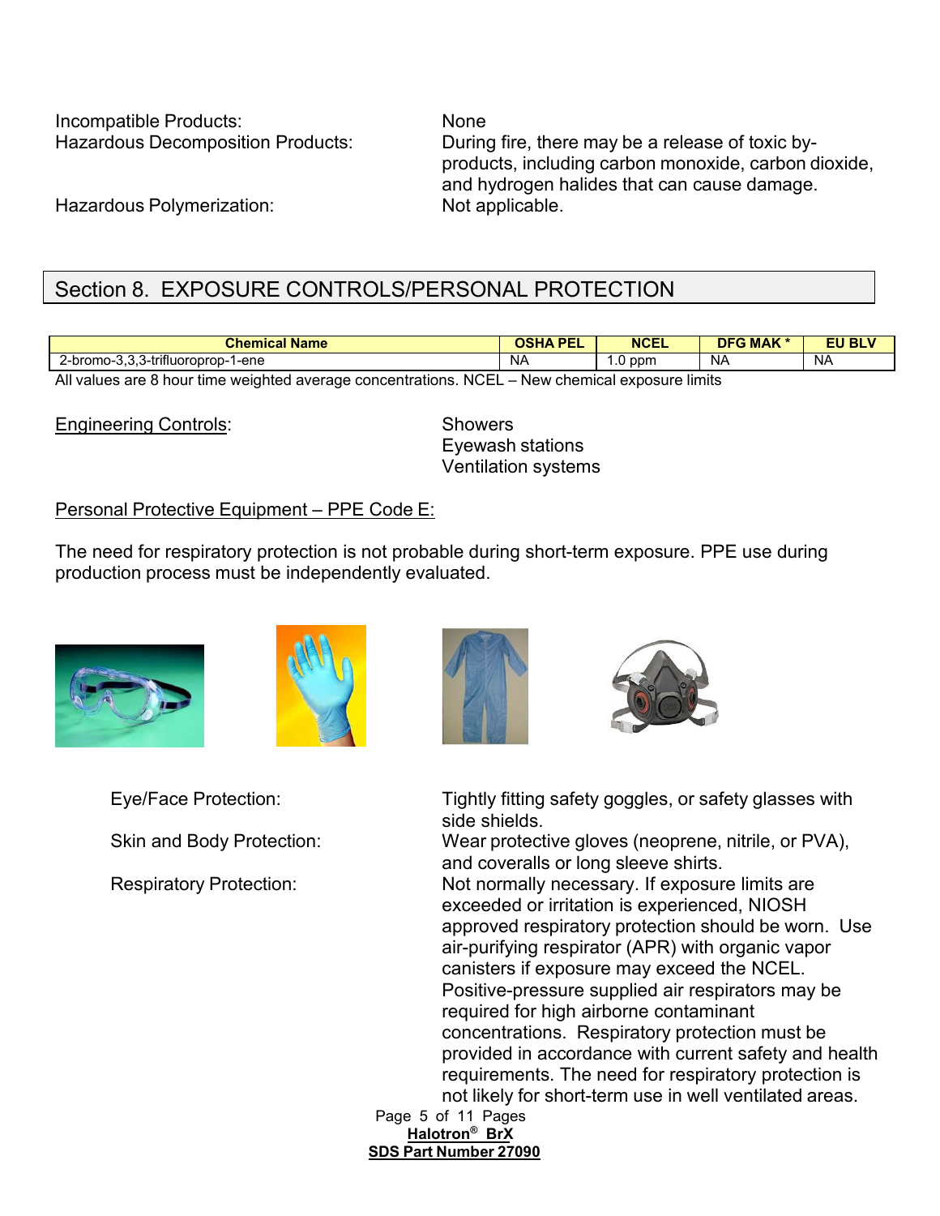Incompatible Products: None

Hazardous Decomposition Products: During fire, there may be a release of toxic by-products, including carbon monoxide, carbon dioxide, and hydrogen halides that can cause damage.

Hazardous Polymerization: Not applicable.

## Section 8. EXPOSURE CONTROLS/PERSONAL PROTECTION

| Chemical Name | OSHA PEL | NCEL | DFG MAK * | EU BLV |
|---|---|---|---|---|
| 2-bromo-3,3,3-trifluoroprop-1-ene | NA | 1.0 ppm | NA | NA |

All values are 8 hour time weighted average concentrations. NCEL – New chemical exposure limits

Engineering Controls:

- Showers
- Eyewash stations
- Ventilation systems

Personal Protective Equipment – PPE Code E:

The need for respiratory protection is not probable during short-term exposure. PPE use during production process must be independently evaluated.

Eye/Face Protection: Tightly fitting safety goggles, or safety glasses with side shields.

Skin and Body Protection: Wear protective gloves (neoprene, nitrile, or PVA), and coveralls or long sleeve shirts.

Respiratory Protection: Not normally necessary. If exposure limits are exceeded or irritation is experienced, NIOSH approved respiratory protection should be worn. Use air-purifying respirator (APR) with organic vapor canisters if exposure may exceed the NCEL. Positive-pressure supplied air respirators may be required for high airborne contaminant concentrations. Respiratory protection must be provided in accordance with current safety and health requirements. The need for respiratory protection is not likely for short-term use in well ventilated areas.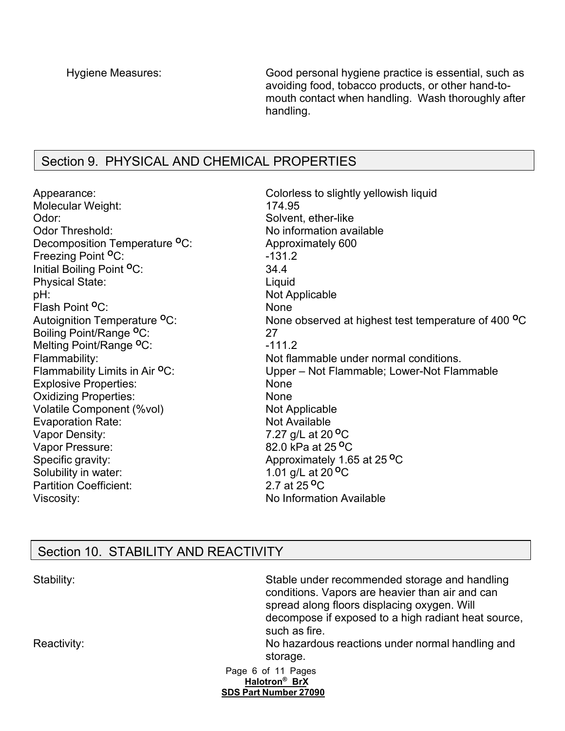Hygiene Measures: Good personal hygiene practice is essential, such as avoiding food, tobacco products, or other hand-to-mouth contact when handling. Wash thoroughly after handling.

## Section 9. PHYSICAL AND CHEMICAL PROPERTIES

| | |
|---|---|
| Appearance: | Colorless to slightly yellowish liquid |
| Molecular Weight: | 174.95 |
| Odor: | Solvent, ether-like |
| Odor Threshold: | No information available |
| Decomposition Temperature $^oC$: | Approximately 600 |
| Freezing Point $^oC$: | -131.2 |
| Initial Boiling Point $^oC$: | 34.4 |
| Physical State: | Liquid |
| pH: | Not Applicable |
| Flash Point $^oC$: | None |
| Autoignition Temperature $^oC$: | None observed at highest test temperature of 400 $^oC$ |
| Boiling Point/Range $^oC$: | 27 |
| Melting Point/Range $^oC$: | -111.2 |
| Flammability: | Not flammable under normal conditions. |
| Flammability Limits in Air $^oC$: | Upper – Not Flammable; Lower-Not Flammable |
| Explosive Properties: | None |
| Oxidizing Properties: | None |
| Volatile Component (%vol) | Not Applicable |
| Evaporation Rate: | Not Available |
| Vapor Density: | 7.27 g/L at 20 $^oC$ |
| Vapor Pressure: | 82.0 kPa at 25 $^oC$ |
| Specific gravity: | Approximately 1.65 at 25 $^oC$ |
| Solubility in water: | 1.01 g/L at 20 $^oC$ |
| Partition Coefficient: | 2.7 at 25 $^oC$ |
| Viscosity: | No Information Available |

## Section 10. STABILITY AND REACTIVITY

Stability: Stable under recommended storage and handling conditions. Vapors are heavier than air and can spread along floors displacing oxygen. Will decompose if exposed to a high radiant heat source, such as fire.

Reactivity: No hazardous reactions under normal handling and storage.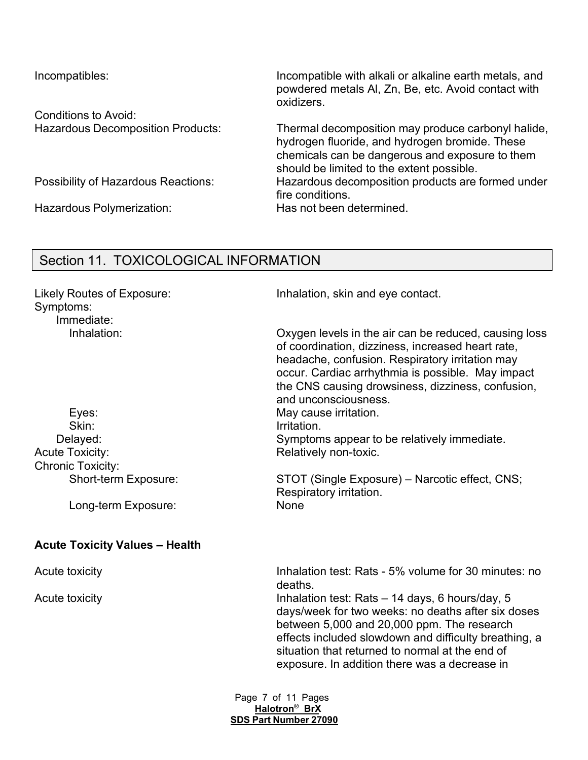| | |
|---|---|
| Incompatibles: | Incompatible with alkali or alkaline earth metals, and powdered metals Al, Zn, Be, etc. Avoid contact with oxidizers. |
| Conditions to Avoid: | |
| Hazardous Decomposition Products: | Thermal decomposition may produce carbonyl halide, hydrogen fluoride, and hydrogen bromide. These chemicals can be dangerous and exposure to them should be limited to the extent possible. |
| Possibility of Hazardous Reactions: | Hazardous decomposition products are formed under fire conditions. |
| Hazardous Polymerization: | Has not been determined. |

## Section 11. TOXICOLOGICAL INFORMATION

| | |
|---|---|
| Likely Routes of Exposure: | Inhalation, skin and eye contact. |
| Symptoms: | |
| Immediate: | |
| Inhalation: | Oxygen levels in the air can be reduced, causing loss of coordination, dizziness, increased heart rate, headache, confusion. Respiratory irritation may occur. Cardiac arrhythmia is possible. May impact the CNS causing drowsiness, dizziness, confusion, and unconsciousness. |
| Eyes: | May cause irritation. |
| Skin: | Irritation. |
| Delayed: | Symptoms appear to be relatively immediate. |
| Acute Toxicity: | Relatively non-toxic. |
| Chronic Toxicity: | |
| Short-term Exposure: | STOT (Single Exposure) – Narcotic effect, CNS; Respiratory irritation. |
| Long-term Exposure: | None |

**Acute Toxicity Values – Health**

| | |
|---|---|
| Acute toxicity | Inhalation test: Rats - 5% volume for 30 minutes: no deaths. |
| Acute toxicity | Inhalation test: Rats – 14 days, 6 hours/day, 5 days/week for two weeks: no deaths after six doses between 5,000 and 20,000 ppm. The research effects included slowdown and difficulty breathing, a situation that returned to normal at the end of exposure. In addition there was a decrease in |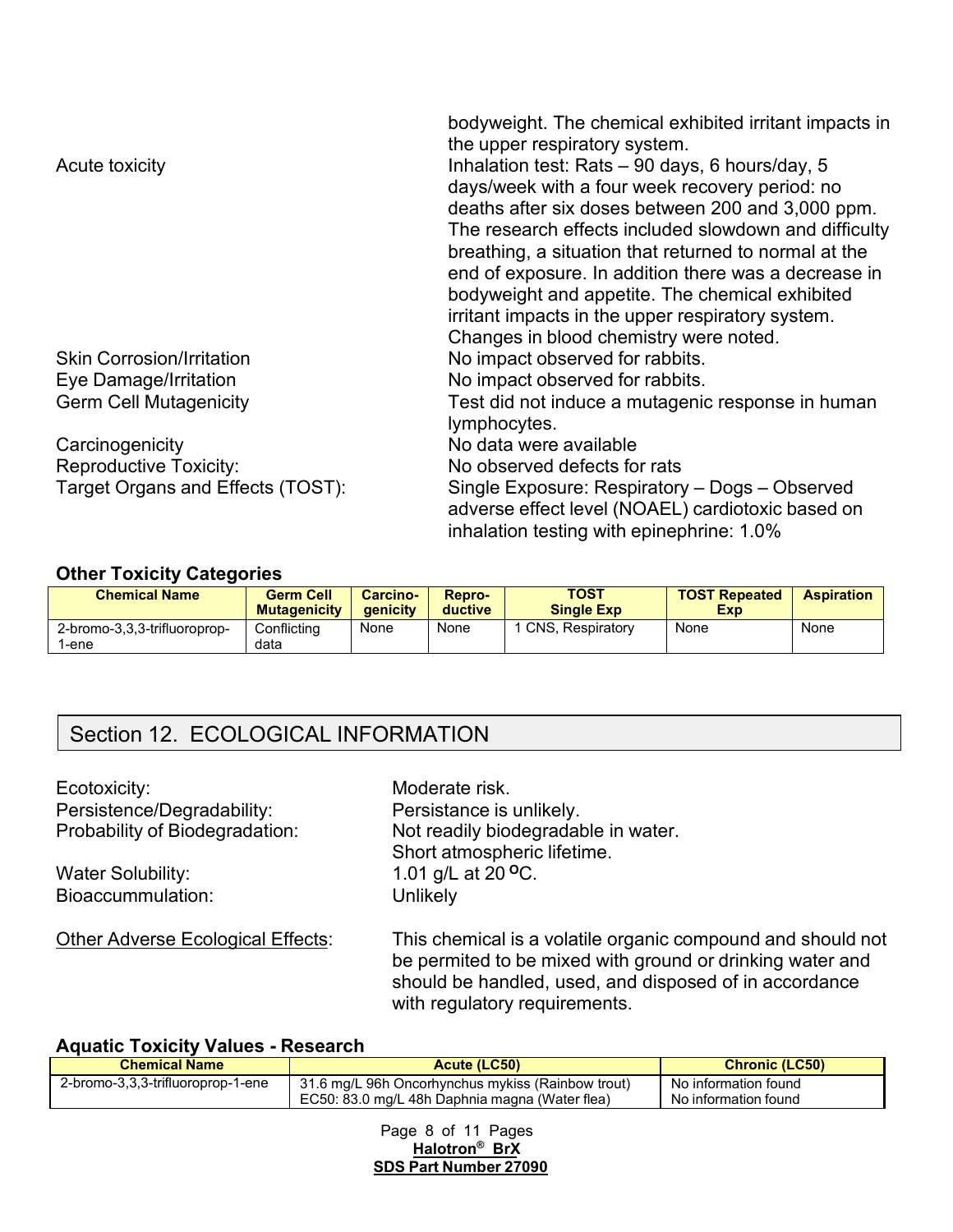bodyweight. The chemical exhibited irritant impacts in the upper respiratory system.

| | |
|---|---|
| Acute toxicity | Inhalation test: Rats – 90 days, 6 hours/day, 5 days/week with a four week recovery period: no deaths after six doses between 200 and 3,000 ppm. The research effects included slowdown and difficulty breathing, a situation that returned to normal at the end of exposure. In addition there was a decrease in bodyweight and appetite. The chemical exhibited irritant impacts in the upper respiratory system. Changes in blood chemistry were noted. |
| Skin Corrosion/Irritation | No impact observed for rabbits. |
| Eye Damage/Irritation | No impact observed for rabbits. |
| Germ Cell Mutagenicity | Test did not induce a mutagenic response in human lymphocytes. |
| Carcinogenicity | No data were available |
| Reproductive Toxicity: | No observed defects for rats |
| Target Organs and Effects (TOST): | Single Exposure: Respiratory – Dogs – Observed adverse effect level (NOAEL) cardiotoxic based on inhalation testing with epinephrine: 1.0% |

### Other Toxicity Categories

| Chemical Name | Germ Cell Mutagenicity | Carcino-genicity | Repro-ductive | TOST Single Exp | TOST Repeated Exp | Aspiration |
|---|---|---|---|---|---|---|
| 2-bromo-3,3,3-trifluoroprop-1-ene | Conflicting data | None | None | 1 CNS, Respiratory | None | None |

## Section 12. ECOLOGICAL INFORMATION

| | |
|---|---|
| Ecotoxicity: | Moderate risk. |
| Persistence/Degradability: | Persistance is unlikely. |
| Probability of Biodegradation: | Not readily biodegradable in water. Short atmospheric lifetime. |
| Water Solubility: | 1.01 g/L at 20 ºC. |
| Bioaccummulation: | Unlikely |

Other Adverse Ecological Effects: This chemical is a volatile organic compound and should not be permited to be mixed with ground or drinking water and should be handled, used, and disposed of in accordance with regulatory requirements.

### Aquatic Toxicity Values - Research

| Chemical Name | Acute (LC50) | Chronic (LC50) |
|---|---|---|
| 2-bromo-3,3,3-trifluoroprop-1-ene | 31.6 mg/L 96h Oncorhynchus mykiss (Rainbow trout)<br>EC50: 83.0 mg/L 48h Daphnia magna (Water flea) | No information found<br>No information found |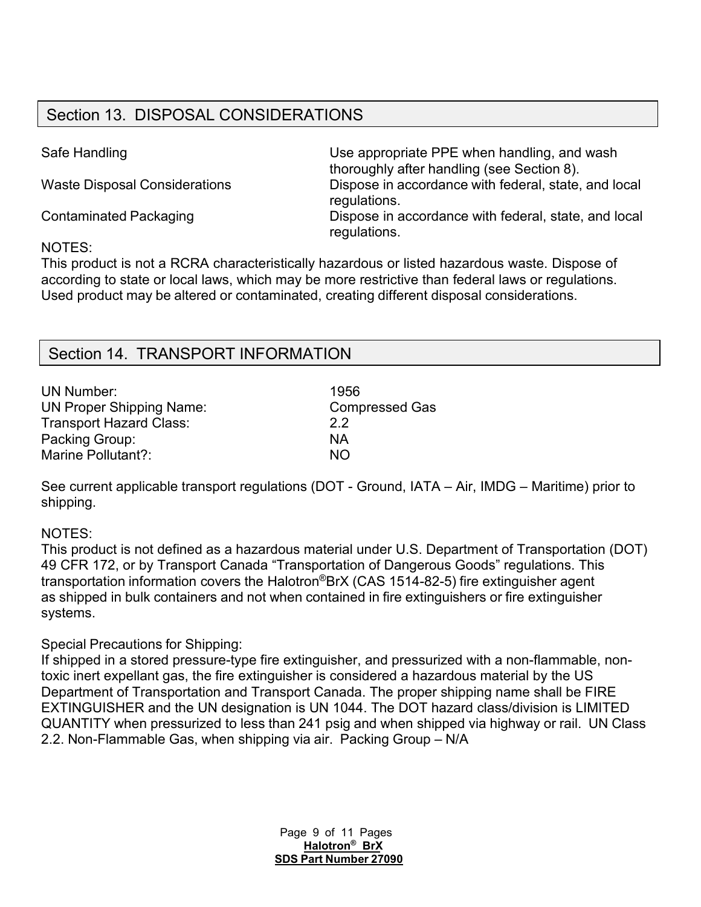## Section 13. DISPOSAL CONSIDERATIONS

| | |
|---|---|
| Safe Handling | Use appropriate PPE when handling, and wash thoroughly after handling (see Section 8). |
| Waste Disposal Considerations | Dispose in accordance with federal, state, and local regulations. |
| Contaminated Packaging | Dispose in accordance with federal, state, and local regulations. |

NOTES:
This product is not a RCRA characteristically hazardous or listed hazardous waste. Dispose of according to state or local laws, which may be more restrictive than federal laws or regulations. Used product may be altered or contaminated, creating different disposal considerations.

## Section 14. TRANSPORT INFORMATION

| | |
|---|---|
| UN Number: | 1956 |
| UN Proper Shipping Name: | Compressed Gas |
| Transport Hazard Class: | 2.2 |
| Packing Group: | NA |
| Marine Pollutant?: | NO |

See current applicable transport regulations (DOT - Ground, IATA – Air, IMDG – Maritime) prior to shipping.

NOTES:
This product is not defined as a hazardous material under U.S. Department of Transportation (DOT) 49 CFR 172, or by Transport Canada "Transportation of Dangerous Goods" regulations. This transportation information covers the Halotron®BrX (CAS 1514-82-5) fire extinguisher agent as shipped in bulk containers and not when contained in fire extinguishers or fire extinguisher systems.

Special Precautions for Shipping:
If shipped in a stored pressure-type fire extinguisher, and pressurized with a non-flammable, non-toxic inert expellant gas, the fire extinguisher is considered a hazardous material by the US Department of Transportation and Transport Canada. The proper shipping name shall be FIRE EXTINGUISHER and the UN designation is UN 1044. The DOT hazard class/division is LIMITED QUANTITY when pressurized to less than 241 psig and when shipped via highway or rail. UN Class 2.2. Non-Flammable Gas, when shipping via air. Packing Group – N/A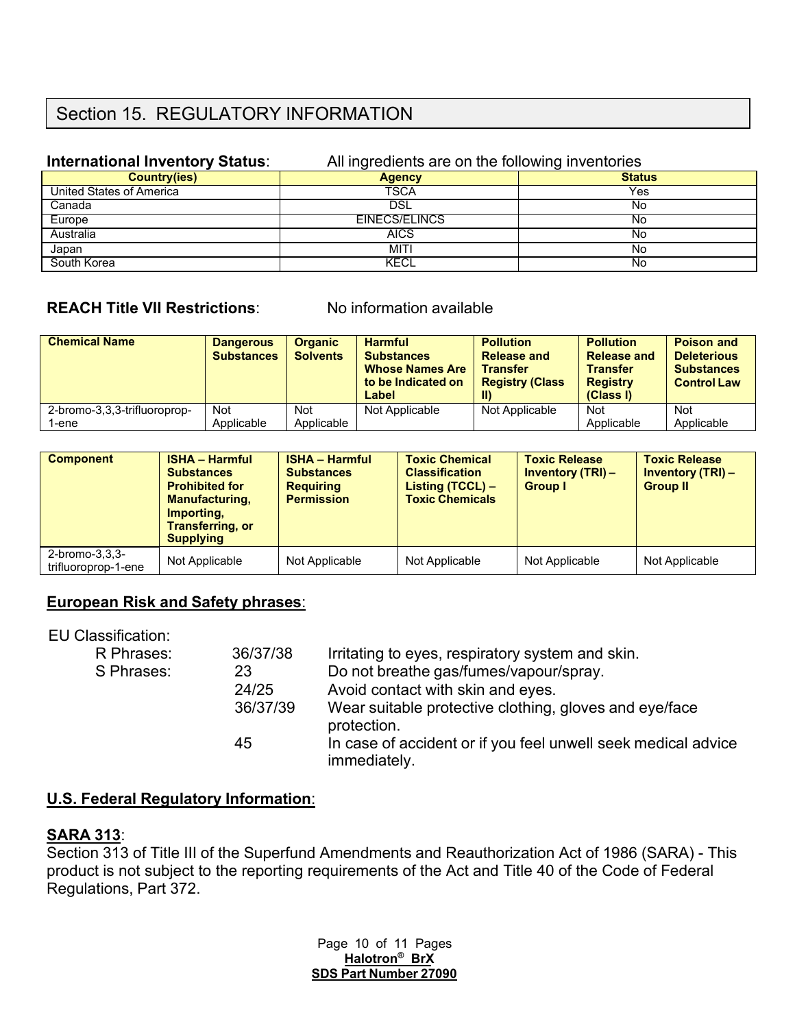## Section 15. REGULATORY INFORMATION

**International Inventory Status**: All ingredients are on the following inventories

| Country(ies) | Agency | Status |
|---|---|---|
| United States of America | TSCA | Yes |
| Canada | DSL | No |
| Europe | EINECS/ELINCS | No |
| Australia | AICS | No |
| Japan | MITI | No |
| South Korea | KECL | No |

**REACH Title VII Restrictions**: No information available

| Chemical Name | Dangerous Substances | Organic Solvents | Harmful Substances Whose Names Are to be Indicated on Label | Pollution Release and Transfer Registry (Class II) | Pollution Release and Transfer Registry (Class I) | Poison and Deleterious Substances Control Law |
|---|---|---|---|---|---|---|
| 2-bromo-3,3,3-trifluoroprop-1-ene | Not Applicable | Not Applicable | Not Applicable | Not Applicable | Not Applicable | Not Applicable |

| Component | ISHA – Harmful Substances Prohibited for Manufacturing, Importing, Transferring, or Supplying | ISHA – Harmful Substances Requiring Permission | Toxic Chemical Classification Listing (TCCL) – Toxic Chemicals | Toxic Release Inventory (TRI) – Group I | Toxic Release Inventory (TRI) – Group II |
|---|---|---|---|---|---|
| 2-bromo-3,3,3-trifluoroprop-1-ene | Not Applicable | Not Applicable | Not Applicable | Not Applicable | Not Applicable |

**European Risk and Safety phrases**:

EU Classification:

| | | |
|---|---|---|
| R Phrases: | 36/37/38 | Irritating to eyes, respiratory system and skin. |
| S Phrases: | 23 | Do not breathe gas/fumes/vapour/spray. |
| | 24/25 | Avoid contact with skin and eyes. |
| | 36/37/39 | Wear suitable protective clothing, gloves and eye/face protection. |
| | 45 | In case of accident or if you feel unwell seek medical advice immediately. |

**U.S. Federal Regulatory Information**:

**SARA 313**:

Section 313 of Title III of the Superfund Amendments and Reauthorization Act of 1986 (SARA) - This product is not subject to the reporting requirements of the Act and Title 40 of the Code of Federal Regulations, Part 372.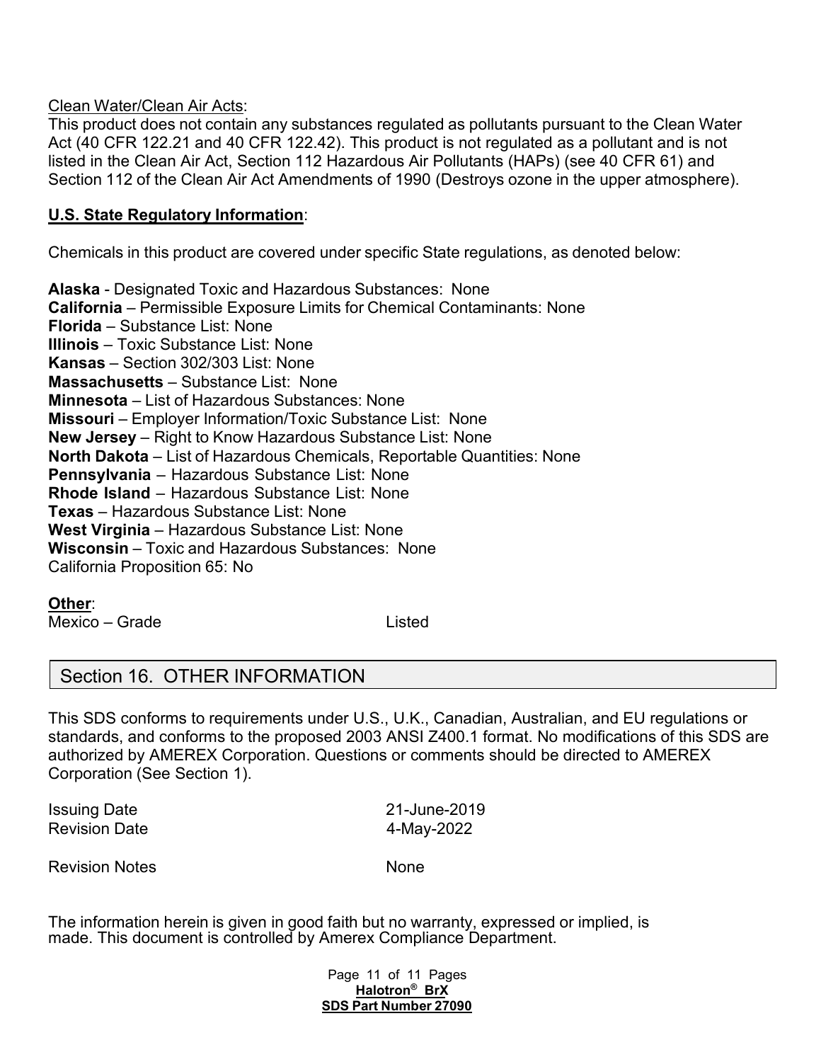Clean Water/Clean Air Acts:

This product does not contain any substances regulated as pollutants pursuant to the Clean Water Act (40 CFR 122.21 and 40 CFR 122.42). This product is not regulated as a pollutant and is not listed in the Clean Air Act, Section 112 Hazardous Air Pollutants (HAPs) (see 40 CFR 61) and Section 112 of the Clean Air Act Amendments of 1990 (Destroys ozone in the upper atmosphere).

**U.S. State Regulatory Information**:

Chemicals in this product are covered under specific State regulations, as denoted below:

**Alaska** - Designated Toxic and Hazardous Substances: None
**California** – Permissible Exposure Limits for Chemical Contaminants: None
**Florida** – Substance List: None
**Illinois** – Toxic Substance List: None
**Kansas** – Section 302/303 List: None
**Massachusetts** – Substance List: None
**Minnesota** – List of Hazardous Substances: None
**Missouri** – Employer Information/Toxic Substance List: None
**New Jersey** – Right to Know Hazardous Substance List: None
**North Dakota** – List of Hazardous Chemicals, Reportable Quantities: None
**Pennsylvania** – Hazardous Substance List: None
**Rhode Island** – Hazardous Substance List: None
**Texas** – Hazardous Substance List: None
**West Virginia** – Hazardous Substance List: None
**Wisconsin** – Toxic and Hazardous Substances: None
California Proposition 65: No

**Other**:

| | |
|---|---|
| Mexico – Grade | Listed |

## Section 16. OTHER INFORMATION

This SDS conforms to requirements under U.S., U.K., Canadian, Australian, and EU regulations or standards, and conforms to the proposed 2003 ANSI Z400.1 format. No modifications of this SDS are authorized by AMEREX Corporation. Questions or comments should be directed to AMEREX Corporation (See Section 1).

| | |
|---|---|
| Issuing Date | 21-June-2019 |
| Revision Date | 4-May-2022 |
| Revision Notes | None |

The information herein is given in good faith but no warranty, expressed or implied, is made. This document is controlled by Amerex Compliance Department.